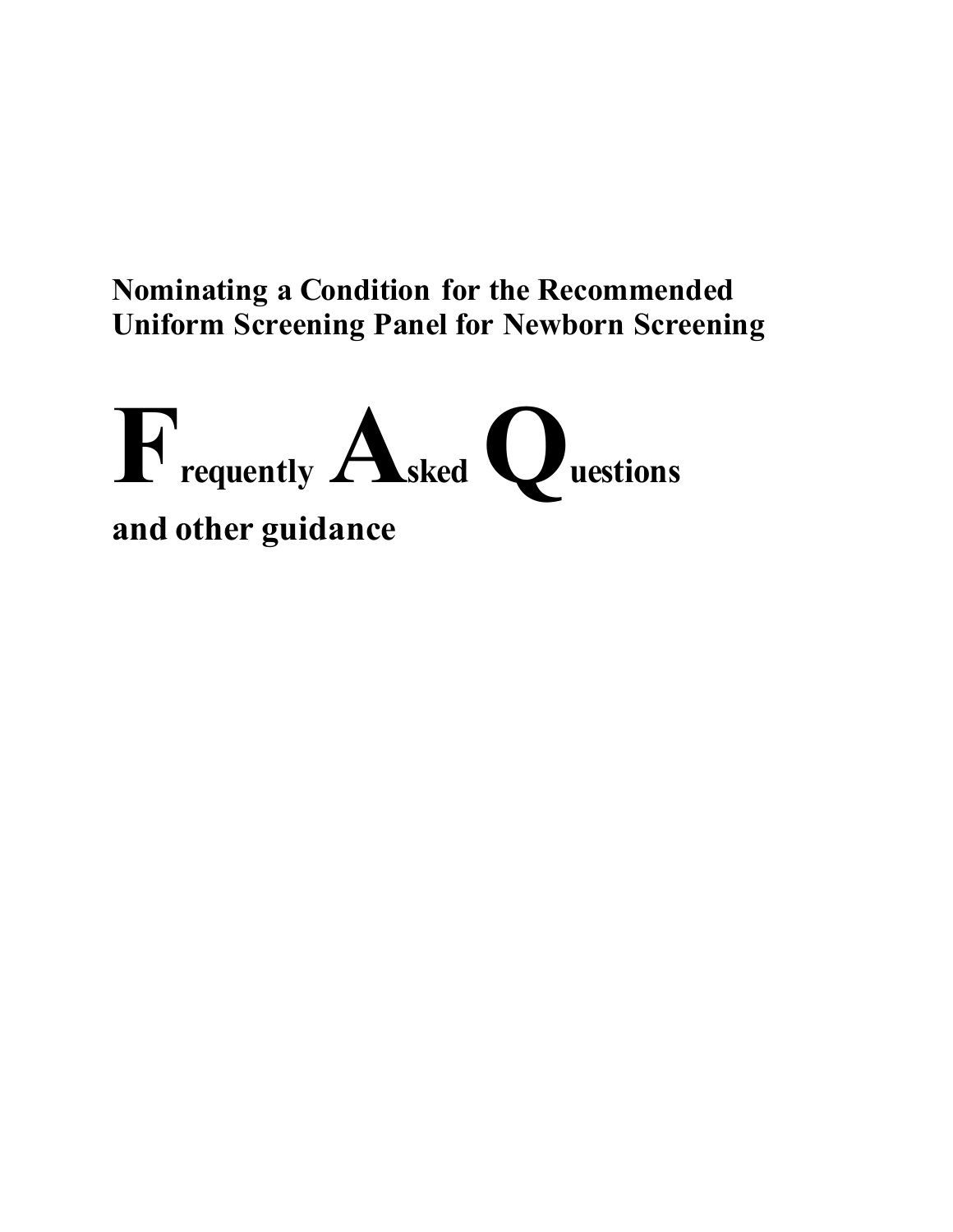# Nominating a Condition for the Recommended Uniform Screening Panel for Newborn Screening

# Frequently Asked Questions

## and other guidance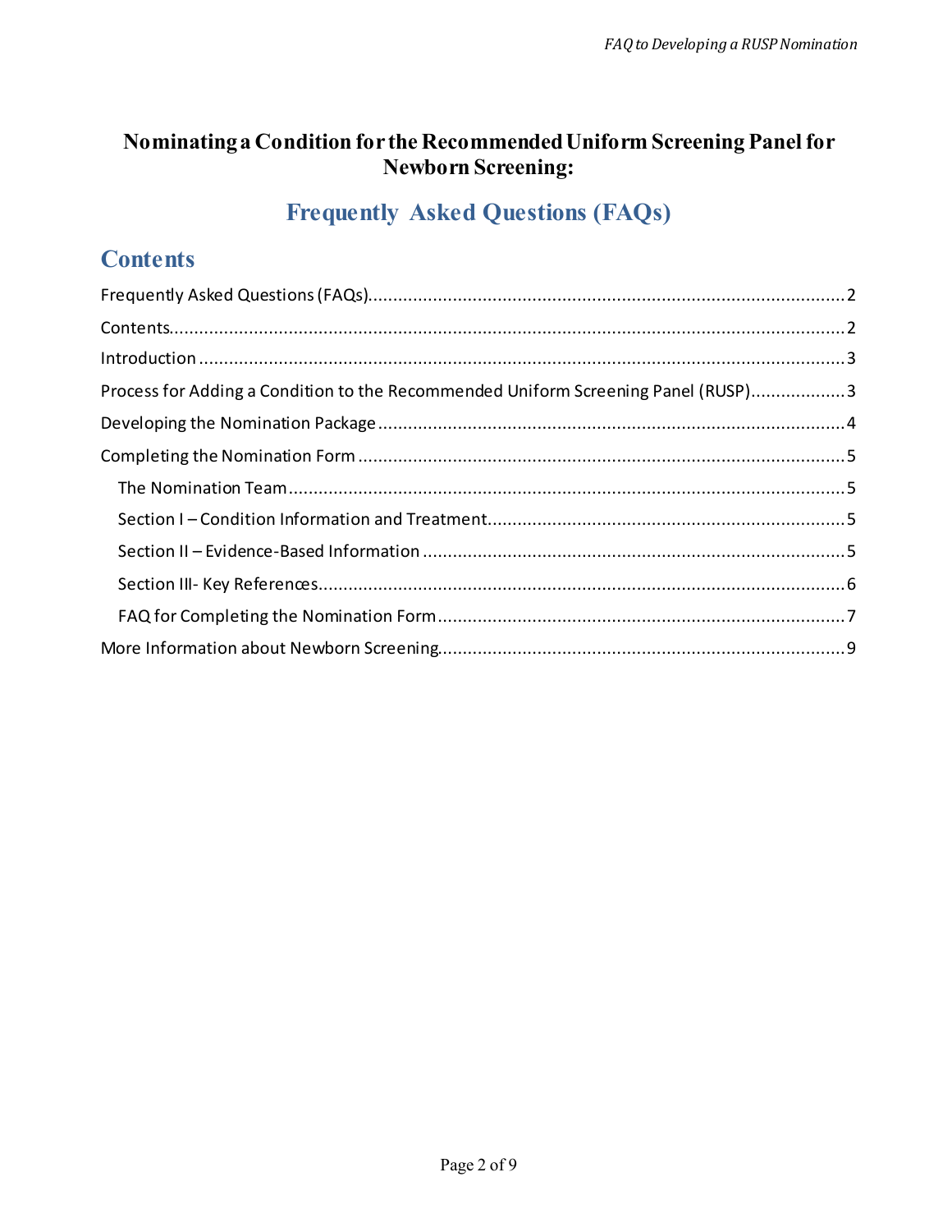# Nominating a Condition for the Recommended Uniform Screening Panel for Newborn Screening:

## Frequently Asked Questions (FAQs)

## Contents

Frequently Asked Questions (FAQs)....................2

Contents....................2

Introduction....................3

Process for Adding a Condition to the Recommended Uniform Screening Panel (RUSP)....................3

Developing the Nomination Package....................4

Completing the Nomination Form....................5

- The Nomination Team....................5
- Section I – Condition Information and Treatment....................5
- Section II – Evidence-Based Information....................5
- Section III- Key References....................6
- FAQ for Completing the Nomination Form....................7

More Information about Newborn Screening....................9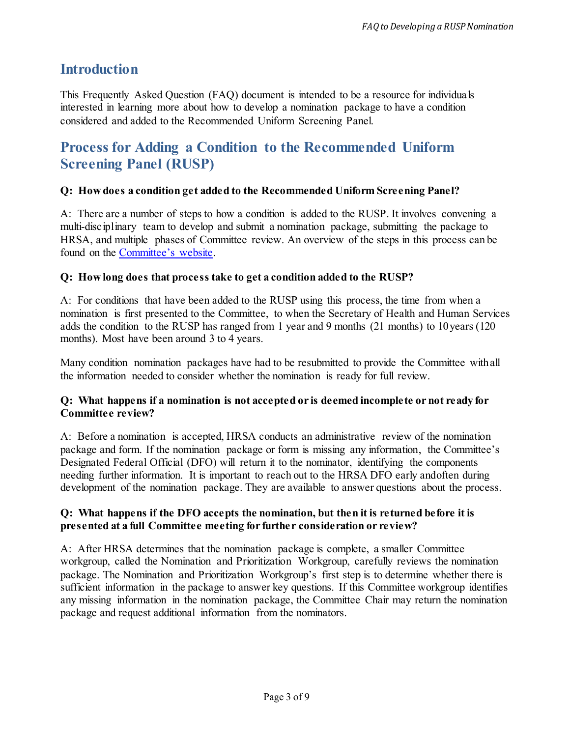## Introduction

This Frequently Asked Question (FAQ) document is intended to be a resource for individuals interested in learning more about how to develop a nomination package to have a condition considered and added to the Recommended Uniform Screening Panel.

## Process for Adding a Condition to the Recommended Uniform Screening Panel (RUSP)

**Q: How does a condition get added to the Recommended Uniform Screening Panel?**

A: There are a number of steps to how a condition is added to the RUSP. It involves convening a multi-disciplinary team to develop and submit a nomination package, submitting the package to HRSA, and multiple phases of Committee review. An overview of the steps in this process can be found on the [Committee's website](Committee's website).

**Q: How long does that process take to get a condition added to the RUSP?**

A: For conditions that have been added to the RUSP using this process, the time from when a nomination is first presented to the Committee, to when the Secretary of Health and Human Services adds the condition to the RUSP has ranged from 1 year and 9 months (21 months) to 10 years (120 months). Most have been around 3 to 4 years.

Many condition nomination packages have had to be resubmitted to provide the Committee with all the information needed to consider whether the nomination is ready for full review.

**Q: What happens if a nomination is not accepted or is deemed incomplete or not ready for Committee review?**

A: Before a nomination is accepted, HRSA conducts an administrative review of the nomination package and form. If the nomination package or form is missing any information, the Committee's Designated Federal Official (DFO) will return it to the nominator, identifying the components needing further information. It is important to reach out to the HRSA DFO early and often during development of the nomination package. They are available to answer questions about the process.

**Q: What happens if the DFO accepts the nomination, but then it is returned before it is presented at a full Committee meeting for further consideration or review?**

A: After HRSA determines that the nomination package is complete, a smaller Committee workgroup, called the Nomination and Prioritization Workgroup, carefully reviews the nomination package. The Nomination and Prioritization Workgroup's first step is to determine whether there is sufficient information in the package to answer key questions. If this Committee workgroup identifies any missing information in the nomination package, the Committee Chair may return the nomination package and request additional information from the nominators.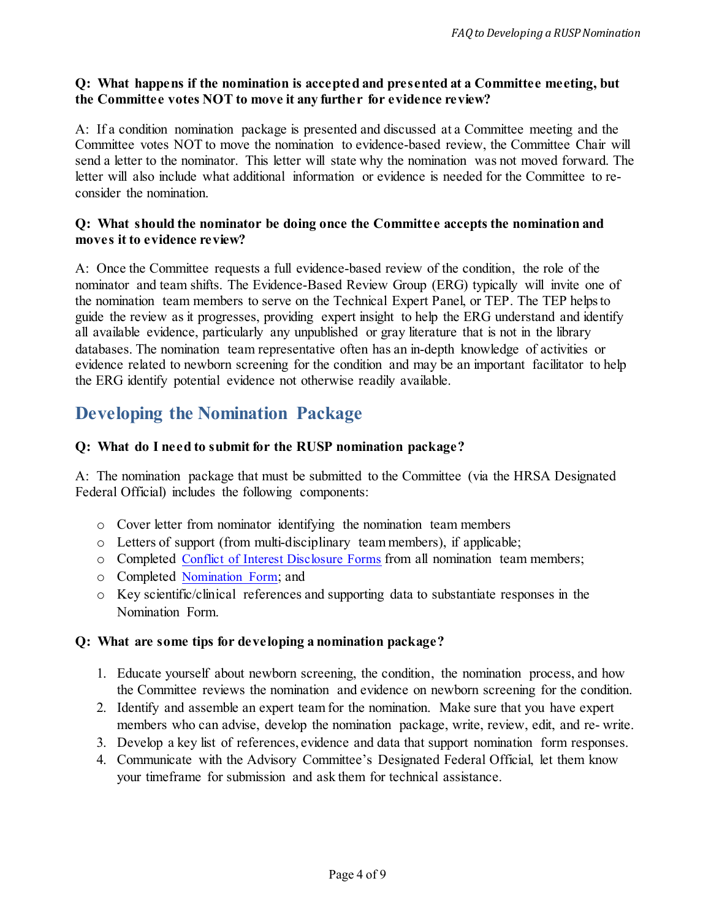**Q: What happens if the nomination is accepted and presented at a Committee meeting, but the Committee votes NOT to move it any further for evidence review?**

A: If a condition nomination package is presented and discussed at a Committee meeting and the Committee votes NOT to move the nomination to evidence-based review, the Committee Chair will send a letter to the nominator. This letter will state why the nomination was not moved forward. The letter will also include what additional information or evidence is needed for the Committee to re-consider the nomination.

**Q: What should the nominator be doing once the Committee accepts the nomination and moves it to evidence review?**

A: Once the Committee requests a full evidence-based review of the condition, the role of the nominator and team shifts. The Evidence-Based Review Group (ERG) typically will invite one of the nomination team members to serve on the Technical Expert Panel, or TEP. The TEP helps to guide the review as it progresses, providing expert insight to help the ERG understand and identify all available evidence, particularly any unpublished or gray literature that is not in the library databases. The nomination team representative often has an in-depth knowledge of activities or evidence related to newborn screening for the condition and may be an important facilitator to help the ERG identify potential evidence not otherwise readily available.

## Developing the Nomination Package

**Q: What do I need to submit for the RUSP nomination package?**

A: The nomination package that must be submitted to the Committee (via the HRSA Designated Federal Official) includes the following components:

- Cover letter from nominator identifying the nomination team members
- Letters of support (from multi-disciplinary team members), if applicable;
- Completed Conflict of Interest Disclosure Forms from all nomination team members;
- Completed Nomination Form; and
- Key scientific/clinical references and supporting data to substantiate responses in the Nomination Form.

**Q: What are some tips for developing a nomination package?**

1. Educate yourself about newborn screening, the condition, the nomination process, and how the Committee reviews the nomination and evidence on newborn screening for the condition.
2. Identify and assemble an expert team for the nomination. Make sure that you have expert members who can advise, develop the nomination package, write, review, edit, and re- write.
3. Develop a key list of references, evidence and data that support nomination form responses.
4. Communicate with the Advisory Committee's Designated Federal Official, let them know your timeframe for submission and ask them for technical assistance.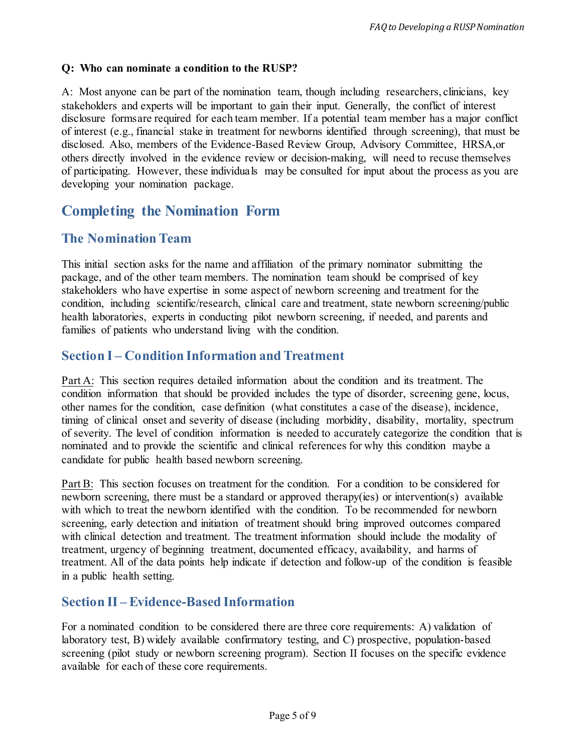**Q: Who can nominate a condition to the RUSP?**

A: Most anyone can be part of the nomination team, though including researchers, clinicians, key stakeholders and experts will be important to gain their input. Generally, the conflict of interest disclosure formsare required for each team member. If a potential team member has a major conflict of interest (e.g., financial stake in treatment for newborns identified through screening), that must be disclosed. Also, members of the Evidence-Based Review Group, Advisory Committee, HRSA,or others directly involved in the evidence review or decision-making, will need to recuse themselves of participating. However, these individuals may be consulted for input about the process as you are developing your nomination package.

# Completing the Nomination Form

## The Nomination Team

This initial section asks for the name and affiliation of the primary nominator submitting the package, and of the other team members. The nomination team should be comprised of key stakeholders who have expertise in some aspect of newborn screening and treatment for the condition, including scientific/research, clinical care and treatment, state newborn screening/public health laboratories, experts in conducting pilot newborn screening, if needed, and parents and families of patients who understand living with the condition.

## Section I – Condition Information and Treatment

Part A: This section requires detailed information about the condition and its treatment. The condition information that should be provided includes the type of disorder, screening gene, locus, other names for the condition, case definition (what constitutes a case of the disease), incidence, timing of clinical onset and severity of disease (including morbidity, disability, mortality, spectrum of severity. The level of condition information is needed to accurately categorize the condition that is nominated and to provide the scientific and clinical references for why this condition maybe a candidate for public health based newborn screening.

Part B: This section focuses on treatment for the condition. For a condition to be considered for newborn screening, there must be a standard or approved therapy(ies) or intervention(s) available with which to treat the newborn identified with the condition. To be recommended for newborn screening, early detection and initiation of treatment should bring improved outcomes compared with clinical detection and treatment. The treatment information should include the modality of treatment, urgency of beginning treatment, documented efficacy, availability, and harms of treatment. All of the data points help indicate if detection and follow-up of the condition is feasible in a public health setting.

## Section II – Evidence-Based Information

For a nominated condition to be considered there are three core requirements: A) validation of laboratory test, B) widely available confirmatory testing, and C) prospective, population-based screening (pilot study or newborn screening program). Section II focuses on the specific evidence available for each of these core requirements.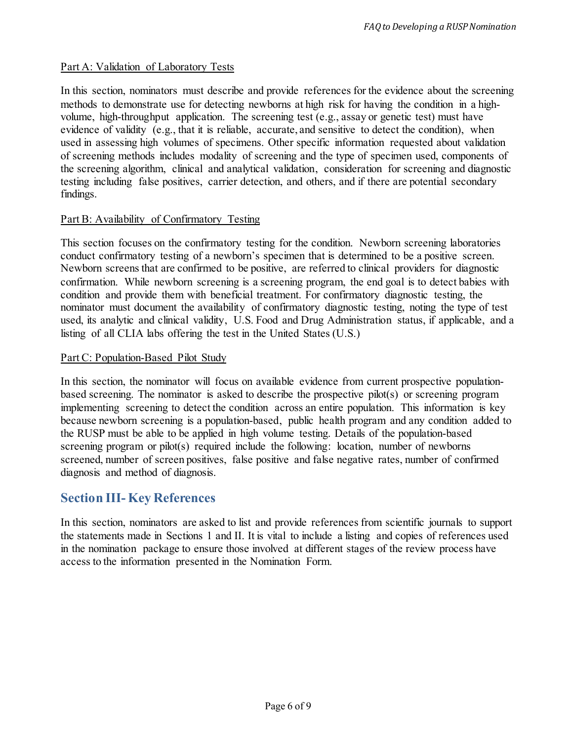Part A: Validation of Laboratory Tests

In this section, nominators must describe and provide references for the evidence about the screening methods to demonstrate use for detecting newborns at high risk for having the condition in a high-volume, high-throughput application. The screening test (e.g., assay or genetic test) must have evidence of validity (e.g., that it is reliable, accurate, and sensitive to detect the condition), when used in assessing high volumes of specimens. Other specific information requested about validation of screening methods includes modality of screening and the type of specimen used, components of the screening algorithm, clinical and analytical validation, consideration for screening and diagnostic testing including false positives, carrier detection, and others, and if there are potential secondary findings.

Part B: Availability of Confirmatory Testing

This section focuses on the confirmatory testing for the condition. Newborn screening laboratories conduct confirmatory testing of a newborn's specimen that is determined to be a positive screen. Newborn screens that are confirmed to be positive, are referred to clinical providers for diagnostic confirmation. While newborn screening is a screening program, the end goal is to detect babies with condition and provide them with beneficial treatment. For confirmatory diagnostic testing, the nominator must document the availability of confirmatory diagnostic testing, noting the type of test used, its analytic and clinical validity, U.S. Food and Drug Administration status, if applicable, and a listing of all CLIA labs offering the test in the United States (U.S.)

Part C: Population-Based Pilot Study

In this section, the nominator will focus on available evidence from current prospective population-based screening. The nominator is asked to describe the prospective pilot(s) or screening program implementing screening to detect the condition across an entire population. This information is key because newborn screening is a population-based, public health program and any condition added to the RUSP must be able to be applied in high volume testing. Details of the population-based screening program or pilot(s) required include the following: location, number of newborns screened, number of screen positives, false positive and false negative rates, number of confirmed diagnosis and method of diagnosis.

## Section III- Key References

In this section, nominators are asked to list and provide references from scientific journals to support the statements made in Sections 1 and II. It is vital to include a listing and copies of references used in the nomination package to ensure those involved at different stages of the review process have access to the information presented in the Nomination Form.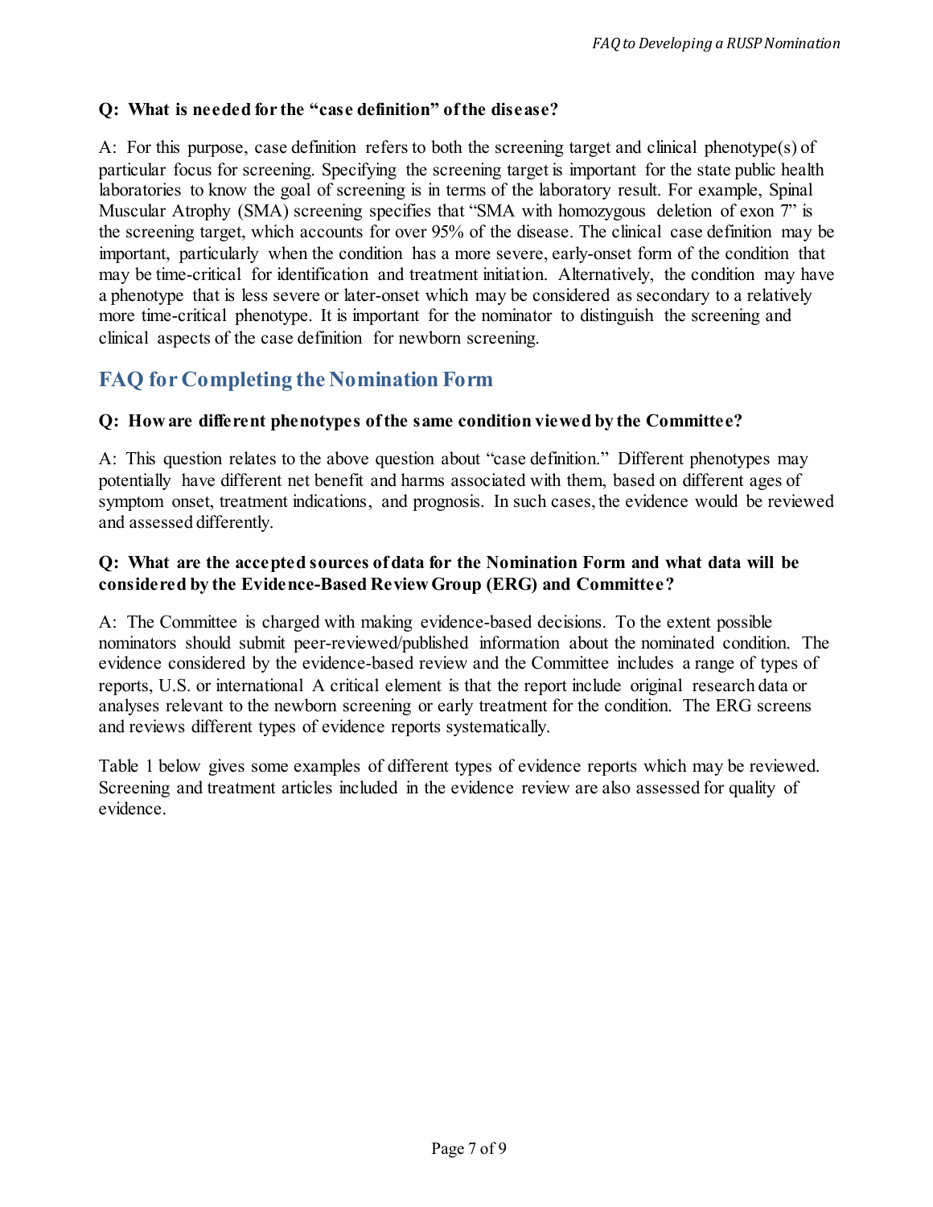**Q: What is needed for the "case definition" of the disease?**

A: For this purpose, case definition refers to both the screening target and clinical phenotype(s) of particular focus for screening. Specifying the screening target is important for the state public health laboratories to know the goal of screening is in terms of the laboratory result. For example, Spinal Muscular Atrophy (SMA) screening specifies that "SMA with homozygous deletion of exon 7" is the screening target, which accounts for over 95% of the disease. The clinical case definition may be important, particularly when the condition has a more severe, early-onset form of the condition that may be time-critical for identification and treatment initiation. Alternatively, the condition may have a phenotype that is less severe or later-onset which may be considered as secondary to a relatively more time-critical phenotype. It is important for the nominator to distinguish the screening and clinical aspects of the case definition for newborn screening.

## FAQ for Completing the Nomination Form

**Q: How are different phenotypes of the same condition viewed by the Committee?**

A: This question relates to the above question about "case definition." Different phenotypes may potentially have different net benefit and harms associated with them, based on different ages of symptom onset, treatment indications, and prognosis. In such cases, the evidence would be reviewed and assessed differently.

**Q: What are the accepted sources of data for the Nomination Form and what data will be considered by the Evidence-Based Review Group (ERG) and Committee?**

A: The Committee is charged with making evidence-based decisions. To the extent possible nominators should submit peer-reviewed/published information about the nominated condition. The evidence considered by the evidence-based review and the Committee includes a range of types of reports, U.S. or international A critical element is that the report include original research data or analyses relevant to the newborn screening or early treatment for the condition. The ERG screens and reviews different types of evidence reports systematically.

Table 1 below gives some examples of different types of evidence reports which may be reviewed. Screening and treatment articles included in the evidence review are also assessed for quality of evidence.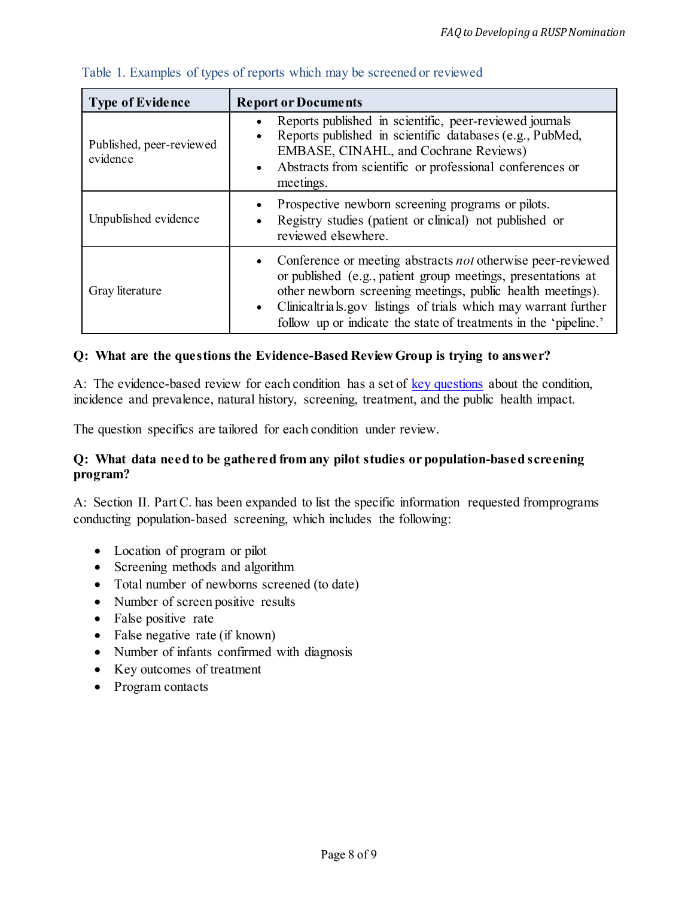Table 1. Examples of types of reports which may be screened or reviewed

| Type of Evidence | Report or Documents |
|---|---|
| Published, peer-reviewed evidence | • Reports published in scientific, peer-reviewed journals<br>• Reports published in scientific databases (e.g., PubMed, EMBASE, CINAHL, and Cochrane Reviews)<br>• Abstracts from scientific or professional conferences or meetings. |
| Unpublished evidence | • Prospective newborn screening programs or pilots.<br>• Registry studies (patient or clinical) not published or reviewed elsewhere. |
| Gray literature | • Conference or meeting abstracts *not* otherwise peer-reviewed or published (e.g., patient group meetings, presentations at other newborn screening meetings, public health meetings).<br>• Clinicaltrials.gov listings of trials which may warrant further follow up or indicate the state of treatments in the 'pipeline.' |

**Q: What are the questions the Evidence-Based Review Group is trying to answer?**

A: The evidence-based review for each condition has a set of key questions about the condition, incidence and prevalence, natural history, screening, treatment, and the public health impact.

The question specifics are tailored for each condition under review.

**Q: What data need to be gathered from any pilot studies or population-based screening program?**

A: Section II. Part C. has been expanded to list the specific information requested fromprograms conducting population-based screening, which includes the following:

- Location of program or pilot
- Screening methods and algorithm
- Total number of newborns screened (to date)
- Number of screen positive results
- False positive rate
- False negative rate (if known)
- Number of infants confirmed with diagnosis
- Key outcomes of treatment
- Program contacts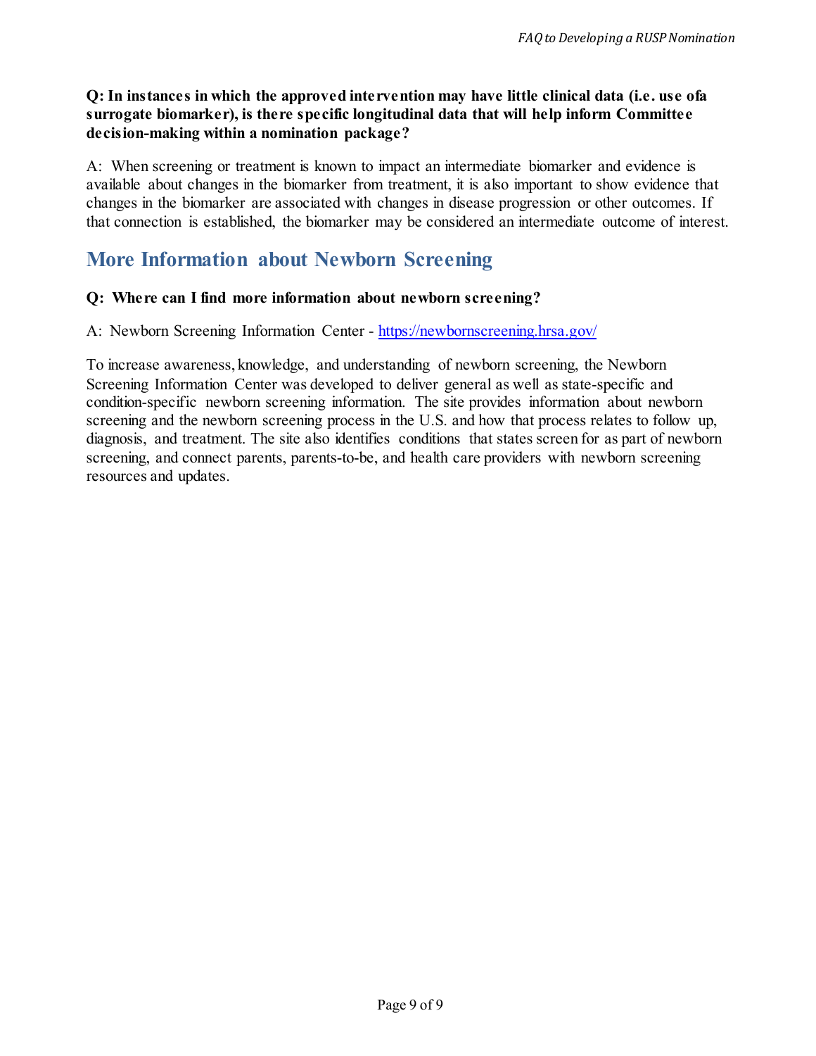**Q: In instances in which the approved intervention may have little clinical data (i.e. use ofa surrogate biomarker), is there specific longitudinal data that will help inform Committee decision-making within a nomination package?**

A: When screening or treatment is known to impact an intermediate biomarker and evidence is available about changes in the biomarker from treatment, it is also important to show evidence that changes in the biomarker are associated with changes in disease progression or other outcomes. If that connection is established, the biomarker may be considered an intermediate outcome of interest.

## More Information about Newborn Screening

**Q: Where can I find more information about newborn screening?**

A: Newborn Screening Information Center - [https://newbornscreening.hrsa.gov/](https://newbornscreening.hrsa.gov/)

To increase awareness, knowledge, and understanding of newborn screening, the Newborn Screening Information Center was developed to deliver general as well as state-specific and condition-specific newborn screening information. The site provides information about newborn screening and the newborn screening process in the U.S. and how that process relates to follow up, diagnosis, and treatment. The site also identifies conditions that states screen for as part of newborn screening, and connect parents, parents-to-be, and health care providers with newborn screening resources and updates.